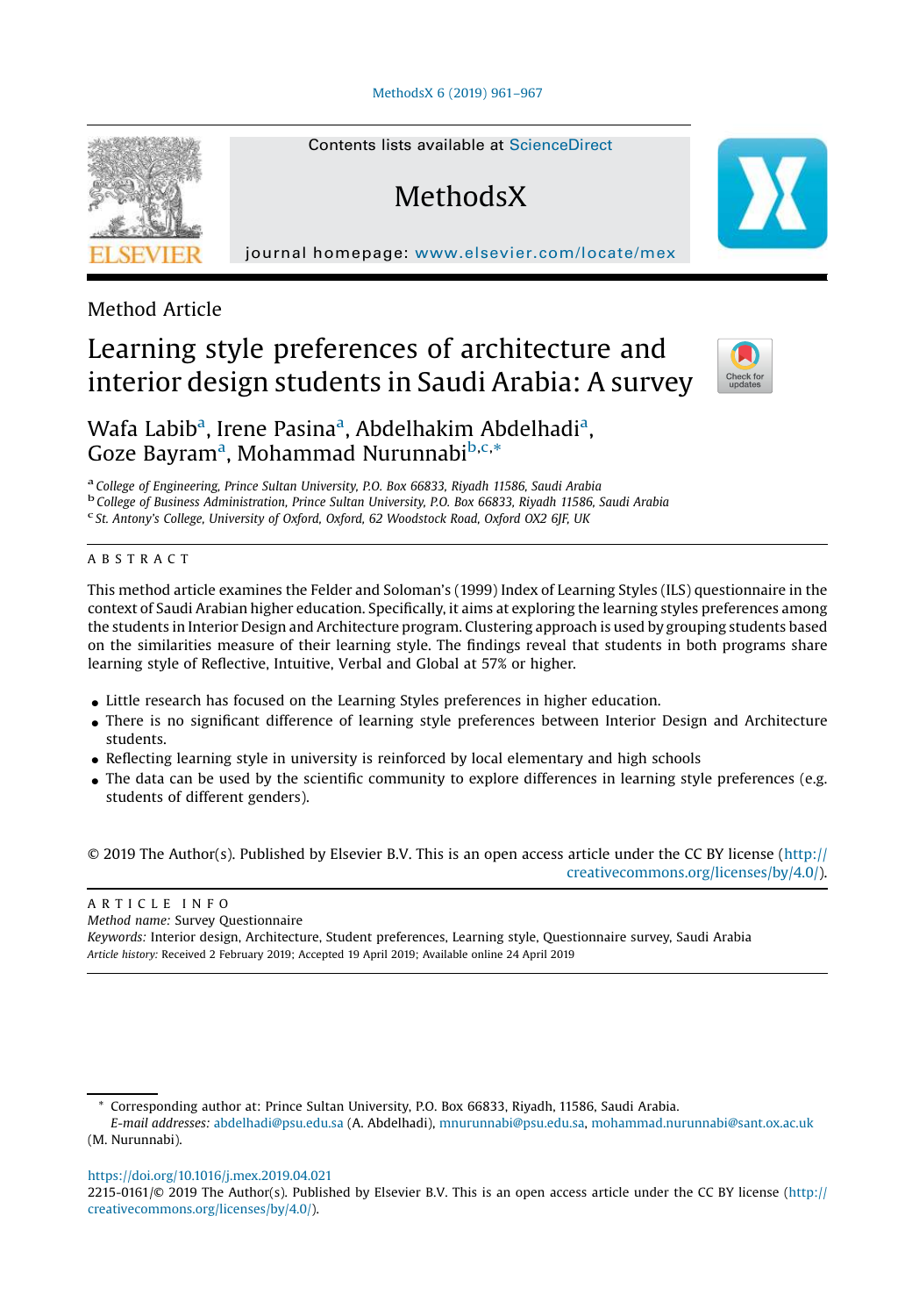Method Article

# Learning style preferences of architecture and interior design students in Saudi Arabia: A survey

Wafa Labib[a], Irene Pasina[a], Abdelhakim Abdelhadi[a], Goze Bayram[a], Mohammad Nurunnabi[b,c,*]

[a] College of Engineering, Prince Sultan University, P.O. Box 66833, Riyadh 11586, Saudi Arabia
[b] College of Business Administration, Prince Sultan University, P.O. Box 66833, Riyadh 11586, Saudi Arabia
[c] St. Antony's College, University of Oxford, Oxford, 62 Woodstock Road, Oxford OX2 6JF, UK

## ABSTRACT

This method article examines the Felder and Soloman's (1999) Index of Learning Styles (ILS) questionnaire in the context of Saudi Arabian higher education. Specifically, it aims at exploring the learning styles preferences among the students in Interior Design and Architecture program. Clustering approach is used by grouping students based on the similarities measure of their learning style. The findings reveal that students in both programs share learning style of Reflective, Intuitive, Verbal and Global at 57% or higher.

- Little research has focused on the Learning Styles preferences in higher education.
- There is no significant difference of learning style preferences between Interior Design and Architecture students.
- Reflecting learning style in university is reinforced by local elementary and high schools
- The data can be used by the scientific community to explore differences in learning style preferences (e.g. students of different genders).

© 2019 The Author(s). Published by Elsevier B.V. This is an open access article under the CC BY license (http://creativecommons.org/licenses/by/4.0/).

## ARTICLE INFO

*Method name:* Survey Questionnaire
*Keywords:* Interior design, Architecture, Student preferences, Learning style, Questionnaire survey, Saudi Arabia
*Article history:* Received 2 February 2019; Accepted 19 April 2019; Available online 24 April 2019

* Corresponding author at: Prince Sultan University, P.O. Box 66833, Riyadh, 11586, Saudi Arabia.
*E-mail addresses:* abdelhadi@psu.edu.sa (A. Abdelhadi), mnurunnabi@psu.edu.sa, mohammad.nurunnabi@sant.ox.ac.uk (M. Nurunnabi).

https://doi.org/10.1016/j.mex.2019.04.021
2215-0161/© 2019 The Author(s). Published by Elsevier B.V. This is an open access article under the CC BY license (http://creativecommons.org/licenses/by/4.0/).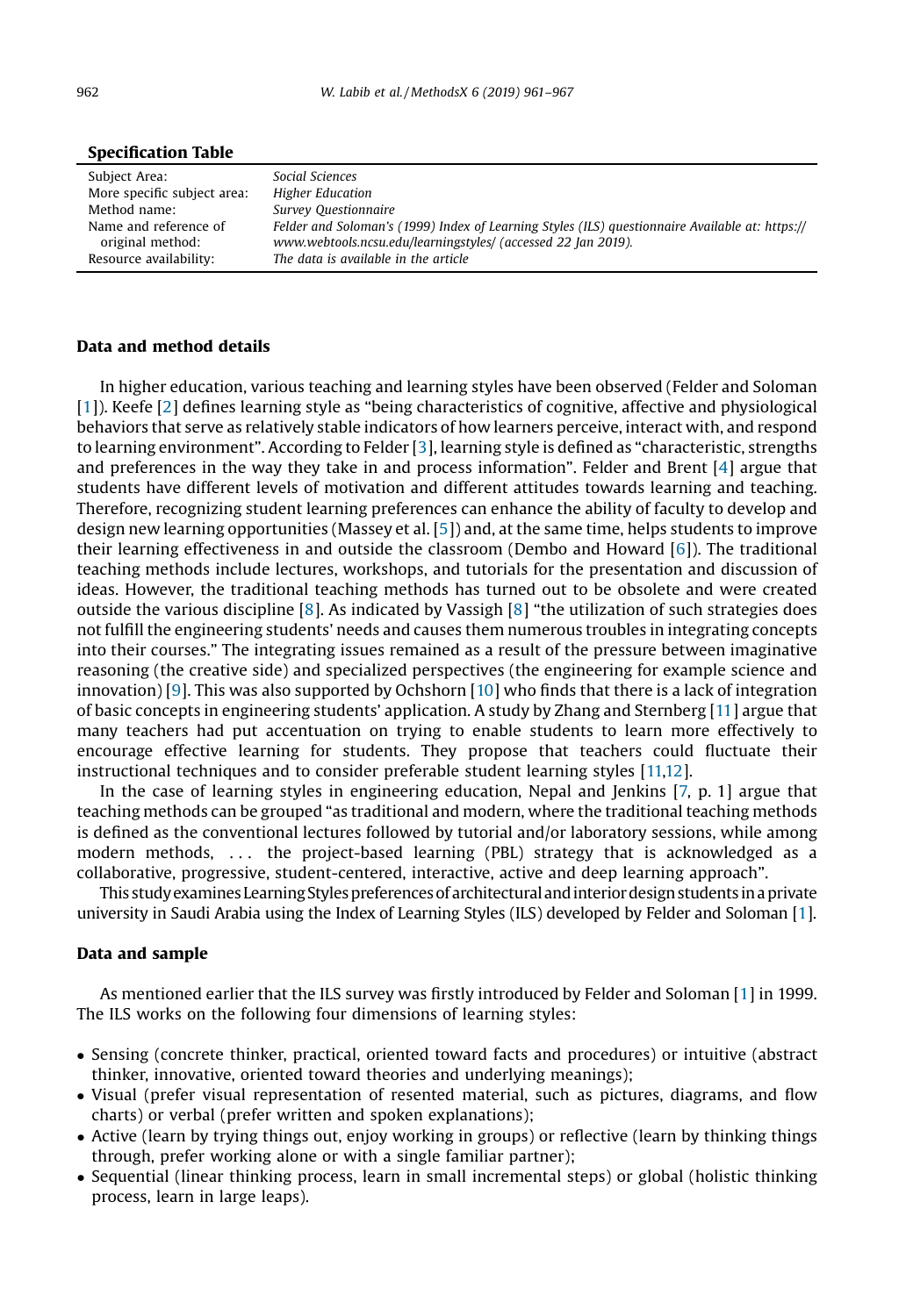**Specification Table**

| | |
|---|---|
| Subject Area: | *Social Sciences* |
| More specific subject area: | *Higher Education* |
| Method name: | *Survey Questionnaire* |
| Name and reference of original method: | *Felder and Soloman's (1999) Index of Learning Styles (ILS) questionnaire Available at: https://www.webtools.ncsu.edu/learningstyles/ (accessed 22 Jan 2019).* |
| Resource availability: | *The data is available in the article* |

## Data and method details

In higher education, various teaching and learning styles have been observed (Felder and Soloman [1]). Keefe [2] defines learning style as "being characteristics of cognitive, affective and physiological behaviors that serve as relatively stable indicators of how learners perceive, interact with, and respond to learning environment". According to Felder [3], learning style is defined as "characteristic, strengths and preferences in the way they take in and process information". Felder and Brent [4] argue that students have different levels of motivation and different attitudes towards learning and teaching. Therefore, recognizing student learning preferences can enhance the ability of faculty to develop and design new learning opportunities (Massey et al. [5]) and, at the same time, helps students to improve their learning effectiveness in and outside the classroom (Dembo and Howard [6]). The traditional teaching methods include lectures, workshops, and tutorials for the presentation and discussion of ideas. However, the traditional teaching methods has turned out to be obsolete and were created outside the various discipline [8]. As indicated by Vassigh [8] "the utilization of such strategies does not fulfill the engineering students' needs and causes them numerous troubles in integrating concepts into their courses." The integrating issues remained as a result of the pressure between imaginative reasoning (the creative side) and specialized perspectives (the engineering for example science and innovation) [9]. This was also supported by Ochshorn [10] who finds that there is a lack of integration of basic concepts in engineering students' application. A study by Zhang and Sternberg [11] argue that many teachers had put accentuation on trying to enable students to learn more effectively to encourage effective learning for students. They propose that teachers could fluctuate their instructional techniques and to consider preferable student learning styles [11,12].

In the case of learning styles in engineering education, Nepal and Jenkins [7, p. 1] argue that teaching methods can be grouped "as traditional and modern, where the traditional teaching methods is defined as the conventional lectures followed by tutorial and/or laboratory sessions, while among modern methods, ... the project-based learning (PBL) strategy that is acknowledged as a collaborative, progressive, student-centered, interactive, active and deep learning approach".

This study examines Learning Styles preferences of architectural and interior design students in a private university in Saudi Arabia using the Index of Learning Styles (ILS) developed by Felder and Soloman [1].

## Data and sample

As mentioned earlier that the ILS survey was firstly introduced by Felder and Soloman [1] in 1999. The ILS works on the following four dimensions of learning styles:

- Sensing (concrete thinker, practical, oriented toward facts and procedures) or intuitive (abstract thinker, innovative, oriented toward theories and underlying meanings);
- Visual (prefer visual representation of resented material, such as pictures, diagrams, and flow charts) or verbal (prefer written and spoken explanations);
- Active (learn by trying things out, enjoy working in groups) or reflective (learn by thinking things through, prefer working alone or with a single familiar partner);
- Sequential (linear thinking process, learn in small incremental steps) or global (holistic thinking process, learn in large leaps).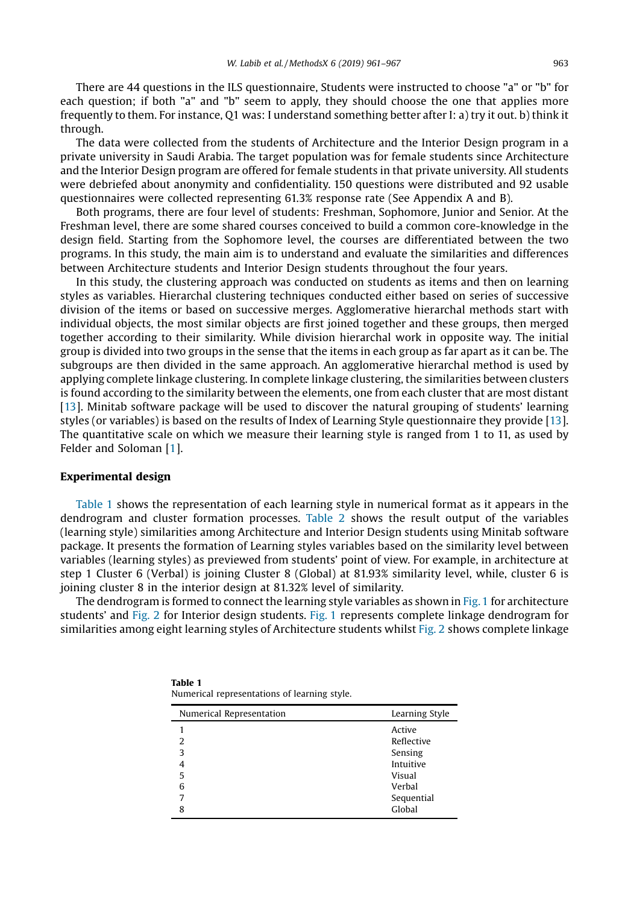There are 44 questions in the ILS questionnaire, Students were instructed to choose "a" or "b" for each question; if both "a" and "b" seem to apply, they should choose the one that applies more frequently to them. For instance, Q1 was: I understand something better after I: a) try it out. b) think it through.

The data were collected from the students of Architecture and the Interior Design program in a private university in Saudi Arabia. The target population was for female students since Architecture and the Interior Design program are offered for female students in that private university. All students were debriefed about anonymity and confidentiality. 150 questions were distributed and 92 usable questionnaires were collected representing 61.3% response rate (See Appendix A and B).

Both programs, there are four level of students: Freshman, Sophomore, Junior and Senior. At the Freshman level, there are some shared courses conceived to build a common core-knowledge in the design field. Starting from the Sophomore level, the courses are differentiated between the two programs. In this study, the main aim is to understand and evaluate the similarities and differences between Architecture students and Interior Design students throughout the four years.

In this study, the clustering approach was conducted on students as items and then on learning styles as variables. Hierarchal clustering techniques conducted either based on series of successive division of the items or based on successive merges. Agglomerative hierarchal methods start with individual objects, the most similar objects are first joined together and these groups, then merged together according to their similarity. While division hierarchal work in opposite way. The initial group is divided into two groups in the sense that the items in each group as far apart as it can be. The subgroups are then divided in the same approach. An agglomerative hierarchal method is used by applying complete linkage clustering. In complete linkage clustering, the similarities between clusters is found according to the similarity between the elements, one from each cluster that are most distant [13]. Minitab software package will be used to discover the natural grouping of students' learning styles (or variables) is based on the results of Index of Learning Style questionnaire they provide [13]. The quantitative scale on which we measure their learning style is ranged from 1 to 11, as used by Felder and Soloman [1].

## Experimental design

Table 1 shows the representation of each learning style in numerical format as it appears in the dendrogram and cluster formation processes. Table 2 shows the result output of the variables (learning style) similarities among Architecture and Interior Design students using Minitab software package. It presents the formation of Learning styles variables based on the similarity level between variables (learning styles) as previewed from students' point of view. For example, in architecture at step 1 Cluster 6 (Verbal) is joining Cluster 8 (Global) at 81.93% similarity level, while, cluster 6 is joining cluster 8 in the interior design at 81.32% level of similarity.

The dendrogram is formed to connect the learning style variables as shown in Fig. 1 for architecture students' and Fig. 2 for Interior design students. Fig. 1 represents complete linkage dendrogram for similarities among eight learning styles of Architecture students whilst Fig. 2 shows complete linkage

**Table 1**
Numerical representations of learning style.

| Numerical Representation | Learning Style |
|---|---|
| 1 | Active |
| 2 | Reflective |
| 3 | Sensing |
| 4 | Intuitive |
| 5 | Visual |
| 6 | Verbal |
| 7 | Sequential |
| 8 | Global |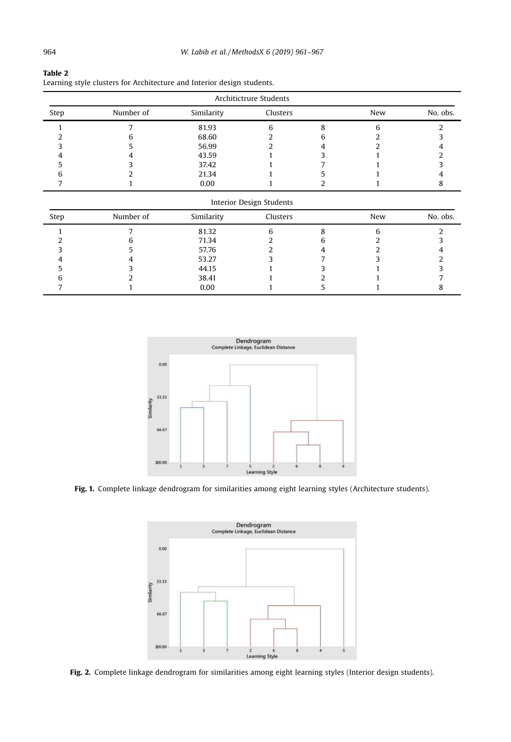**Table 2**
Learning style clusters for Architecture and Interior design students.

| Architictrure Students | | | | | | |
|---|---|---|---|---|---|---|
| Step | Number of | Similarity | Clusters | | New | No. obs. |
| 1 | 7 | 81.93 | 6 | 8 | 6 | 2 |
| 2 | 6 | 68.60 | 2 | 6 | 2 | 3 |
| 3 | 5 | 56.99 | 2 | 4 | 2 | 4 |
| 4 | 4 | 43.59 | 1 | 3 | 1 | 2 |
| 5 | 3 | 37.42 | 1 | 7 | 1 | 3 |
| 6 | 2 | 21.34 | 1 | 5 | 1 | 4 |
| 7 | 1 | 0.00 | 1 | 2 | 1 | 8 |
| **Interior Design Students** | | | | | | |
| Step | Number of | Similarity | Clusters | | New | No. obs. |
| 1 | 7 | 81.32 | 6 | 8 | 6 | 2 |
| 2 | 6 | 71.34 | 2 | 6 | 2 | 3 |
| 3 | 5 | 57.76 | 2 | 4 | 2 | 4 |
| 4 | 4 | 53.27 | 3 | 7 | 3 | 2 |
| 5 | 3 | 44.15 | 1 | 3 | 1 | 3 |
| 6 | 2 | 38.41 | 1 | 2 | 1 | 7 |
| 7 | 1 | 0.00 | 1 | 5 | 1 | 8 |

**Fig. 1.** Complete linkage dendrogram for similarities among eight learning styles (Architecture students).

**Fig. 2.** Complete linkage dendrogram for similarities among eight learning styles (Interior design students).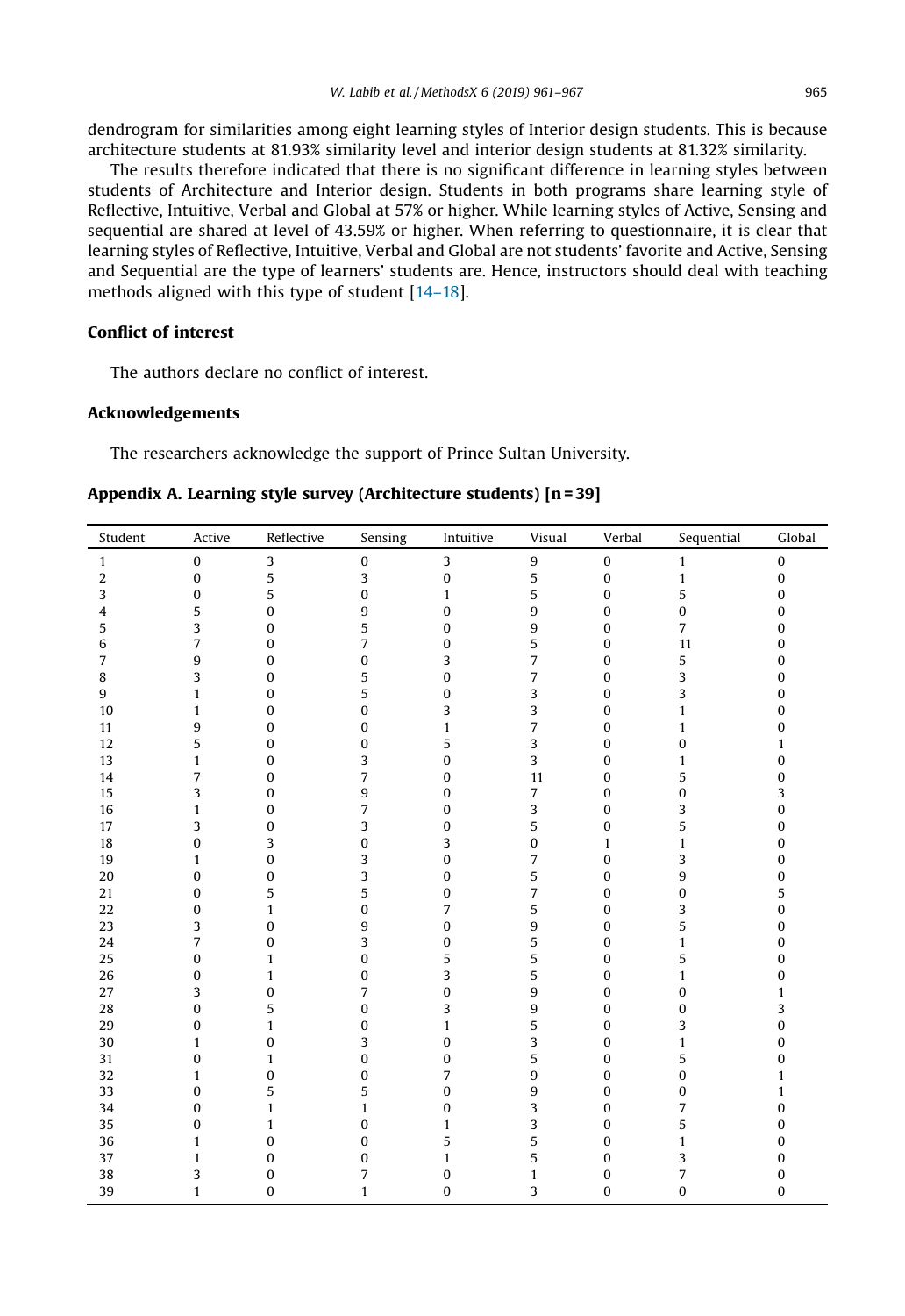dendrogram for similarities among eight learning styles of Interior design students. This is because architecture students at 81.93% similarity level and interior design students at 81.32% similarity.

The results therefore indicated that there is no significant difference in learning styles between students of Architecture and Interior design. Students in both programs share learning style of Reflective, Intuitive, Verbal and Global at 57% or higher. While learning styles of Active, Sensing and sequential are shared at level of 43.59% or higher. When referring to questionnaire, it is clear that learning styles of Reflective, Intuitive, Verbal and Global are not students' favorite and Active, Sensing and Sequential are the type of learners' students are. Hence, instructors should deal with teaching methods aligned with this type of student [14–18].

## Conflict of interest

The authors declare no conflict of interest.

## Acknowledgements

The researchers acknowledge the support of Prince Sultan University.

## Appendix A. Learning style survey (Architecture students) [n = 39]

| Student | Active | Reflective | Sensing | Intuitive | Visual | Verbal | Sequential | Global |
|---|---|---|---|---|---|---|---|---|
| 1 | 0 | 3 | 0 | 3 | 9 | 0 | 1 | 0 |
| 2 | 0 | 5 | 3 | 0 | 5 | 0 | 1 | 0 |
| 3 | 0 | 5 | 0 | 1 | 5 | 0 | 5 | 0 |
| 4 | 5 | 0 | 9 | 0 | 9 | 0 | 0 | 0 |
| 5 | 3 | 0 | 5 | 0 | 9 | 0 | 7 | 0 |
| 6 | 7 | 0 | 7 | 0 | 5 | 0 | 11 | 0 |
| 7 | 9 | 0 | 0 | 3 | 7 | 0 | 5 | 0 |
| 8 | 3 | 0 | 5 | 0 | 7 | 0 | 3 | 0 |
| 9 | 1 | 0 | 5 | 0 | 3 | 0 | 3 | 0 |
| 10 | 1 | 0 | 0 | 3 | 3 | 0 | 1 | 0 |
| 11 | 9 | 0 | 0 | 1 | 7 | 0 | 1 | 0 |
| 12 | 5 | 0 | 0 | 5 | 3 | 0 | 0 | 1 |
| 13 | 1 | 0 | 3 | 0 | 3 | 0 | 1 | 0 |
| 14 | 7 | 0 | 7 | 0 | 11 | 0 | 5 | 0 |
| 15 | 3 | 0 | 9 | 0 | 7 | 0 | 0 | 3 |
| 16 | 1 | 0 | 7 | 0 | 3 | 0 | 3 | 0 |
| 17 | 3 | 0 | 3 | 0 | 5 | 0 | 5 | 0 |
| 18 | 0 | 3 | 0 | 3 | 0 | 1 | 1 | 0 |
| 19 | 1 | 0 | 3 | 0 | 7 | 0 | 3 | 0 |
| 20 | 0 | 0 | 3 | 0 | 5 | 0 | 9 | 0 |
| 21 | 0 | 5 | 5 | 0 | 7 | 0 | 0 | 5 |
| 22 | 0 | 1 | 0 | 7 | 5 | 0 | 3 | 0 |
| 23 | 3 | 0 | 9 | 0 | 9 | 0 | 5 | 0 |
| 24 | 7 | 0 | 3 | 0 | 5 | 0 | 1 | 0 |
| 25 | 0 | 1 | 0 | 5 | 5 | 0 | 5 | 0 |
| 26 | 0 | 1 | 0 | 3 | 5 | 0 | 1 | 0 |
| 27 | 3 | 0 | 7 | 0 | 9 | 0 | 0 | 1 |
| 28 | 0 | 5 | 0 | 3 | 9 | 0 | 0 | 3 |
| 29 | 0 | 1 | 0 | 1 | 5 | 0 | 3 | 0 |
| 30 | 1 | 0 | 3 | 0 | 3 | 0 | 1 | 0 |
| 31 | 0 | 1 | 0 | 0 | 5 | 0 | 5 | 0 |
| 32 | 1 | 0 | 0 | 7 | 9 | 0 | 0 | 1 |
| 33 | 0 | 5 | 5 | 0 | 9 | 0 | 0 | 1 |
| 34 | 0 | 1 | 1 | 0 | 3 | 0 | 7 | 0 |
| 35 | 0 | 1 | 0 | 1 | 3 | 0 | 5 | 0 |
| 36 | 1 | 0 | 0 | 5 | 5 | 0 | 1 | 0 |
| 37 | 1 | 0 | 0 | 1 | 5 | 0 | 3 | 0 |
| 38 | 3 | 0 | 7 | 0 | 1 | 0 | 7 | 0 |
| 39 | 1 | 0 | 1 | 0 | 3 | 0 | 0 | 0 |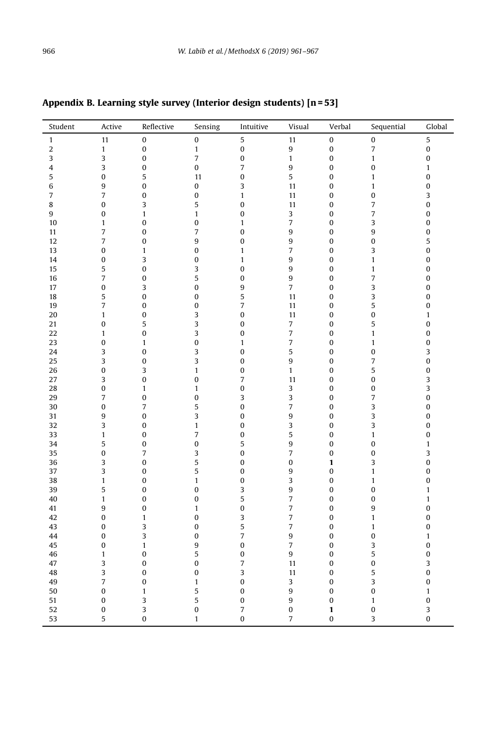## Appendix B. Learning style survey (Interior design students) [n = 53]

| Student | Active | Reflective | Sensing | Intuitive | Visual | Verbal | Sequential | Global |
|---|---|---|---|---|---|---|---|---|
| 1 | 11 | 0 | 0 | 5 | 11 | 0 | 0 | 5 |
| 2 | 1 | 0 | 1 | 0 | 9 | 0 | 7 | 0 |
| 3 | 3 | 0 | 7 | 0 | 1 | 0 | 1 | 0 |
| 4 | 3 | 0 | 0 | 7 | 9 | 0 | 0 | 1 |
| 5 | 0 | 5 | 11 | 0 | 5 | 0 | 1 | 0 |
| 6 | 9 | 0 | 0 | 3 | 11 | 0 | 1 | 0 |
| 7 | 7 | 0 | 0 | 1 | 11 | 0 | 0 | 3 |
| 8 | 0 | 3 | 5 | 0 | 11 | 0 | 7 | 0 |
| 9 | 0 | 1 | 1 | 0 | 3 | 0 | 7 | 0 |
| 10 | 1 | 0 | 0 | 1 | 7 | 0 | 3 | 0 |
| 11 | 7 | 0 | 7 | 0 | 9 | 0 | 9 | 0 |
| 12 | 7 | 0 | 9 | 0 | 9 | 0 | 0 | 5 |
| 13 | 0 | 1 | 0 | 1 | 7 | 0 | 3 | 0 |
| 14 | 0 | 3 | 0 | 1 | 9 | 0 | 1 | 0 |
| 15 | 5 | 0 | 3 | 0 | 9 | 0 | 1 | 0 |
| 16 | 7 | 0 | 5 | 0 | 9 | 0 | 7 | 0 |
| 17 | 0 | 3 | 0 | 9 | 7 | 0 | 3 | 0 |
| 18 | 5 | 0 | 0 | 5 | 11 | 0 | 3 | 0 |
| 19 | 7 | 0 | 0 | 7 | 11 | 0 | 5 | 0 |
| 20 | 1 | 0 | 3 | 0 | 11 | 0 | 0 | 1 |
| 21 | 0 | 5 | 3 | 0 | 7 | 0 | 5 | 0 |
| 22 | 1 | 0 | 3 | 0 | 7 | 0 | 1 | 0 |
| 23 | 0 | 1 | 0 | 1 | 7 | 0 | 1 | 0 |
| 24 | 3 | 0 | 3 | 0 | 5 | 0 | 0 | 3 |
| 25 | 3 | 0 | 3 | 0 | 9 | 0 | 7 | 0 |
| 26 | 0 | 3 | 1 | 0 | 1 | 0 | 5 | 0 |
| 27 | 3 | 0 | 0 | 7 | 11 | 0 | 0 | 3 |
| 28 | 0 | 1 | 1 | 0 | 3 | 0 | 0 | 3 |
| 29 | 7 | 0 | 0 | 3 | 3 | 0 | 7 | 0 |
| 30 | 0 | 7 | 5 | 0 | 7 | 0 | 3 | 0 |
| 31 | 9 | 0 | 3 | 0 | 9 | 0 | 3 | 0 |
| 32 | 3 | 0 | 1 | 0 | 3 | 0 | 3 | 0 |
| 33 | 1 | 0 | 7 | 0 | 5 | 0 | 1 | 0 |
| 34 | 5 | 0 | 0 | 5 | 9 | 0 | 0 | 1 |
| 35 | 0 | 7 | 3 | 0 | 7 | 0 | 0 | 3 |
| 36 | 3 | 0 | 5 | 0 | 0 | **1** | 3 | 0 |
| 37 | 3 | 0 | 5 | 0 | 9 | 0 | 1 | 0 |
| 38 | 1 | 0 | 1 | 0 | 3 | 0 | 1 | 0 |
| 39 | 5 | 0 | 0 | 3 | 9 | 0 | 0 | 1 |
| 40 | 1 | 0 | 0 | 5 | 7 | 0 | 0 | 1 |
| 41 | 9 | 0 | 1 | 0 | 7 | 0 | 9 | 0 |
| 42 | 0 | 1 | 0 | 3 | 7 | 0 | 1 | 0 |
| 43 | 0 | 3 | 0 | 5 | 7 | 0 | 1 | 0 |
| 44 | 0 | 3 | 0 | 7 | 9 | 0 | 0 | 1 |
| 45 | 0 | 1 | 9 | 0 | 7 | 0 | 3 | 0 |
| 46 | 1 | 0 | 5 | 0 | 9 | 0 | 5 | 0 |
| 47 | 3 | 0 | 0 | 7 | 11 | 0 | 0 | 3 |
| 48 | 3 | 0 | 0 | 3 | 11 | 0 | 5 | 0 |
| 49 | 7 | 0 | 1 | 0 | 3 | 0 | 3 | 0 |
| 50 | 0 | 1 | 5 | 0 | 9 | 0 | 0 | 1 |
| 51 | 0 | 3 | 5 | 0 | 9 | 0 | 1 | 0 |
| 52 | 0 | 3 | 0 | 7 | 0 | **1** | 0 | 3 |
| 53 | 5 | 0 | 1 | 0 | 7 | 0 | 3 | 0 |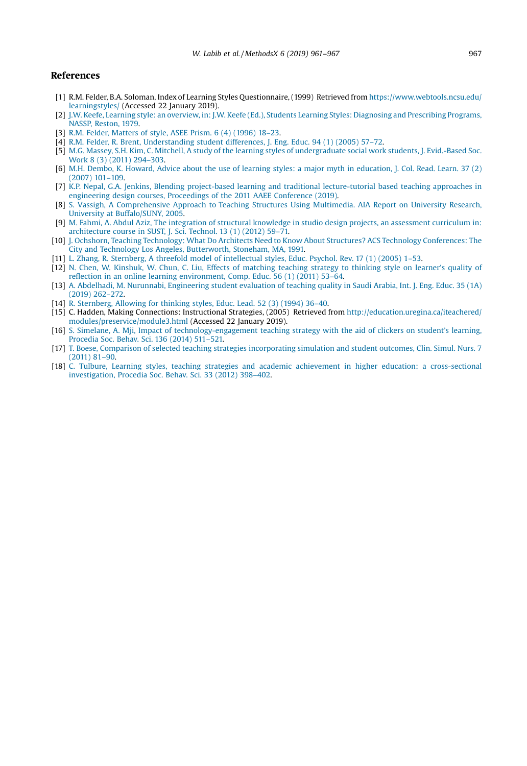## References

[1] R.M. Felder, B.A. Soloman, Index of Learning Styles Questionnaire, (1999) Retrieved from https://www.webtools.ncsu.edu/learningstyles/ (Accessed 22 January 2019).

[2] J.W. Keefe, Learning style: an overview, in: J.W. Keefe (Ed.), Students Learning Styles: Diagnosing and Prescribing Programs, NASSP, Reston, 1979.

[3] R.M. Felder, Matters of style, ASEE Prism. 6 (4) (1996) 18–23.

[4] R.M. Felder, R. Brent, Understanding student differences, J. Eng. Educ. 94 (1) (2005) 57–72.

[5] M.G. Massey, S.H. Kim, C. Mitchell, A study of the learning styles of undergraduate social work students, J. Evid.-Based Soc. Work 8 (3) (2011) 294–303.

[6] M.H. Dembo, K. Howard, Advice about the use of learning styles: a major myth in education, J. Col. Read. Learn. 37 (2) (2007) 101–109.

[7] K.P. Nepal, G.A. Jenkins, Blending project-based learning and traditional lecture-tutorial based teaching approaches in engineering design courses, Proceedings of the 2011 AAEE Conference (2019).

[8] S. Vassigh, A Comprehensive Approach to Teaching Structures Using Multimedia. AIA Report on University Research, University at Buffalo/SUNY, 2005.

[9] M. Fahmi, A. Abdul Aziz, The integration of structural knowledge in studio design projects, an assessment curriculum in: architecture course in SUST, J. Sci. Technol. 13 (1) (2012) 59–71.

[10] J. Ochshorn, Teaching Technology: What Do Architects Need to Know About Structures? ACS Technology Conferences: The City and Technology Los Angeles, Butterworth, Stoneham, MA, 1991.

[11] L. Zhang, R. Sternberg, A threefold model of intellectual styles, Educ. Psychol. Rev. 17 (1) (2005) 1–53.

[12] N. Chen, W. Kinshuk, W. Chun, C. Liu, Effects of matching teaching strategy to thinking style on learner's quality of reflection in an online learning environment, Comp. Educ. 56 (1) (2011) 53–64.

[13] A. Abdelhadi, M. Nurunnabi, Engineering student evaluation of teaching quality in Saudi Arabia, Int. J. Eng. Educ. 35 (1A) (2019) 262–272.

[14] R. Sternberg, Allowing for thinking styles, Educ. Lead. 52 (3) (1994) 36–40.

[15] C. Hadden, Making Connections: Instructional Strategies, (2005) Retrieved from http://education.uregina.ca/iteachered/modules/preservice/module3.html (Accessed 22 January 2019).

[16] S. Simelane, A. Mji, Impact of technology-engagement teaching strategy with the aid of clickers on student's learning, Procedia Soc. Behav. Sci. 136 (2014) 511–521.

[17] T. Boese, Comparison of selected teaching strategies incorporating simulation and student outcomes, Clin. Simul. Nurs. 7 (2011) 81–90.

[18] C. Tulbure, Learning styles, teaching strategies and academic achievement in higher education: a cross-sectional investigation, Procedia Soc. Behav. Sci. 33 (2012) 398–402.